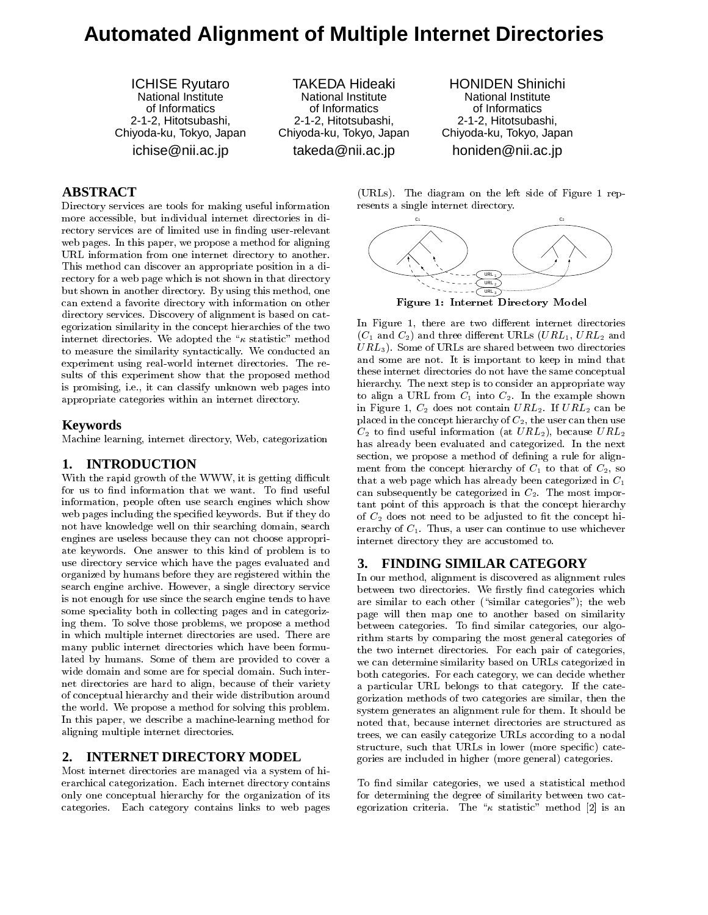# Automated Alignment of Multiple Internet Directories

ICHISE Ryutaro
National Institute of Informatics
2-1-2, Hitotsubashi, Chiyoda-ku, Tokyo, Japan
ichise@nii.ac.jp

TAKEDA Hideaki
National Institute of Informatics
2-1-2, Hitotsubashi, Chiyoda-ku, Tokyo, Japan
takeda@nii.ac.jp

HONIDEN Shinichi
National Institute of Informatics
2-1-2, Hitotsubashi, Chiyoda-ku, Tokyo, Japan
honiden@nii.ac.jp

## ABSTRACT

Directory services are tools for making useful information more accessible, but individual internet directories in directory services are of limited use in finding user-relevant web pages. In this paper, we propose a method for aligning URL information from one internet directory to another. This method can discover an appropriate position in a directory for a web page which is not shown in that directory but shown in another directory. By using this method, one can extend a favorite directory with information on other directory services. Discovery of alignment is based on categorization similarity in the concept hierarchies of the two internet directories. We adopted the "$\kappa$ statistic" method to measure the similarity syntactically. We conducted an experiment using real-world internet directories. The results of this experiment show that the proposed method is promising, i.e., it can classify unknown web pages into appropriate categories within an internet directory.

## Keywords

Machine learning, internet directory, Web, categorization

## 1. INTRODUCTION

With the rapid growth of the WWW, it is getting difficult for us to find information that we want. To find useful information, people often use search engines which show web pages including the specified keywords. But if they do not have knowledge well on thir searching domain, search engines are useless because they can not choose appropriate keywords. One answer to this kind of problem is to use directory service which have the pages evaluated and organized by humans before they are registered within the search engine archive. However, a single directory service is not enough for use since the search engine tends to have some speciality both in collecting pages and in categorizing them. To solve those problems, we propose a method in which multiple internet directories are used. There are many public internet directories which have been formulated by humans. Some of them are provided to cover a wide domain and some are for special domain. Such internet directories are hard to align, because of their variety of conceptual hierarchy and their wide distribution around the world. We propose a method for solving this problem. In this paper, we describe a machine-learning method for aligning multiple internet directories.

## 2. INTERNET DIRECTORY MODEL

Most internet directories are managed via a system of hierarchical categorization. Each internet directory contains only one conceptual hierarchy for the organization of its categories. Each category contains links to web pages (URLs). The diagram on the left side of Figure 1 represents a single internet directory.

**Figure 1: Internet Directory Model**

In Figure 1, there are two different internet directories ($C_1$ and $C_2$) and three different URLs ($URL_1$, $URL_2$ and $URL_3$). Some of URLs are shared between two directories and some are not. It is important to keep in mind that these internet directories do not have the same conceptual hierarchy. The next step is to consider an appropriate way to align a URL from $C_1$ into $C_2$. In the example shown in Figure 1, $C_2$ does not contain $URL_2$. If $URL_2$ can be placed in the concept hierarchy of $C_2$, the user can then use $C_2$ to find useful information (at $URL_2$), because $URL_2$ has already been evaluated and categorized. In the next section, we propose a method of defining a rule for alignment from the concept hierarchy of $C_1$ to that of $C_2$, so that a web page which has already been categorized in $C_1$ can subsequently be categorized in $C_2$. The most important point of this approach is that the concept hierarchy of $C_2$ does not need to be adjusted to fit the concept hierarchy of $C_1$. Thus, a user can continue to use whichever internet directory they are accustomed to.

## 3. FINDING SIMILAR CATEGORY

In our method, alignment is discovered as alignment rules between two directories. We firstly find categories which are similar to each other ("similar categories"); the web page will then map one to another based on similarity between categories. To find similar categories, our algorithm starts by comparing the most general categories of the two internet directories. For each pair of categories, we can determine similarity based on URLs categorized in both categories. For each category, we can decide whether a particular URL belongs to that category. If the categorization methods of two categories are similar, then the system generates an alignment rule for them. It should be noted that, because internet directories are structured as trees, we can easily categorize URLs according to a nodal structure, such that URLs in lower (more specific) categories are included in higher (more general) categories.

To find similar categories, we used a statistical method for determining the degree of similarity between two categorization criteria. The "$\kappa$ statistic" method [2] is an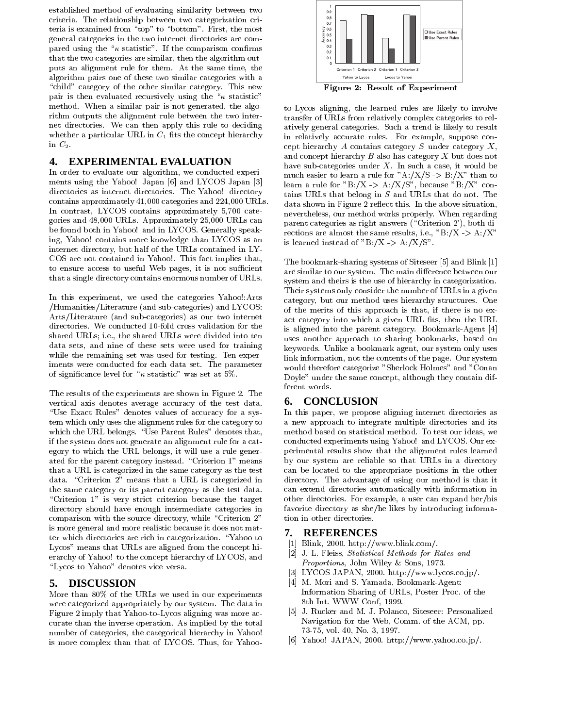established method of evaluating similarity between two criteria. The relationship between two categorization criteria is examined from "top" to "bottom". First, the most general categories in the two internet directories are compared using the "$\kappa$ statistic". If the comparison confirms that the two categories are similar, then the algorithm outputs an alignment rule for them. At the same time, the algorithm pairs one of these two similar categories with a "child" category of the other similar category. This new pair is then evaluated recursively using the "$\kappa$ statistic" method. When a similar pair is not generated, the algorithm outputs the alignment rule between the two internet directories. We can then apply this rule to deciding whether a particular URL in $C_1$ fits the concept hierarchy in $C_2$.

## 4. EXPERIMENTAL EVALUATION

In order to evaluate our algorithm, we conducted experiments using the Yahoo! Japan [6] and LYCOS Japan [3] directories as internet directories. The Yahoo! directory contains approximately 41,000 categories and 224,000 URLs. In contrast, LYCOS contains approximately 5,700 categories and 48,000 URLs. Approximately 25,000 URLs can be found both in Yahoo! and in LYCOS. Generally speaking, Yahoo! contains more knowledge than LYCOS as an internet directory, but half of the URLs contained in LYCOS are not contained in Yahoo!. This fact implies that, to ensure access to useful Web pages, it is not sufficient that a single directory contains enormous number of URLs.

In this experiment, we used the categories Yahoo!:Arts /Humanities/Literature (and sub-categories) and LYCOS: Arts/Literature (and sub-categories) as our two internet directories. We conducted 10-fold cross validation for the shared URLs; i.e., the shared URLs were divided into ten data sets, and nine of these sets were used for training while the remaining set was used for testing. Ten experiments were conducted for each data set. The parameter of significance level for "$\kappa$ statistic" was set at 5%.

The results of the experiments are shown in Figure 2. The vertical axis denotes average accuracy of the test data. "Use Exact Rules" denotes values of accuracy for a system which only uses the alignment rules for the category to which the URL belongs. "Use Parent Rules" denotes that, if the system does not generate an alignment rule for a category to which the URL belongs, it will use a rule generated for the parent category instead. "Criterion 1" means that a URL is categorized in the same category as the test data. "Criterion 2" means that a URL is categorized in the same category or its parent category as the test data. "Criterion 1" is very strict criterion because the target directory should have enough intermediate categories in comparison with the source directory, while "Criterion 2" is more general and more realistic because it does not matter which directories are rich in categorization. "Yahoo to Lycos" means that URLs are aligned from the concept hierarchy of Yahoo! to the concept hierarchy of LYCOS, and "Lycos to Yahoo" denotes vice versa.

Accuracy
1
0.9
0.8
0.7
0.6
0.5
0.4
0.3
0.2
0.1
0
Criterion 1 Criterion 2 Criterion 1 Criterion 2
Yahoo to Lycos Lycos to Yahoo
Use Exact Rules
Use Parent Rules

**Figure 2: Result of Experiment**

## 5. DISCUSSION

More than 80% of the URLs we used in our experiments were categorized appropriately by our system. The data in Figure 2 imply that Yahoo-to-Lycos aligning was more accurate than the inverse operation. As implied by the total number of categories, the categorical hierarchy in Yahoo! is more complex than that of LYCOS. Thus, for Yahoo-to-Lycos aligning, the learned rules are likely to involve transfer of URLs from relatively complex categories to relatively general categories. Such a trend is likely to result in relatively accurate rules. For example, suppose concept hierarchy $A$ contains category $S$ under category $X$, and concept hierarchy $B$ also has category $X$ but does not have sub-categories under $X$. In such a case, it would be much easier to learn a rule for "A:/X/S -> B:/X" than to learn a rule for "B:/X -> A:/X/S", because "B:/X" contains URLs that belong in $S$ and URLs that do not. The data shown in Figure 2 reflect this. In the above situation, nevertheless, our method works properly. When regarding parent categories as right answers ("Criterion 2"), both directions are almost the same results, i.e., "B:/X -> A:/X" is learned instead of "B:/X -> A:/X/S".

The bookmark-sharing systems of Siteseer [5] and Blink [1] are similar to our system. The main difference between our system and theirs is the use of hierarchy in categorization. Their systems only consider the number of URLs in a given category, but our method uses hierarchy structures. One of the merits of this approach is that, if there is no exact category into which a given URL fits, then the URL is aligned into the parent category. Bookmark-Agent [4] uses another approach to sharing bookmarks, based on keywords. Unlike a bookmark agent, our system only uses link information, not the contents of the page. Our system would therefore categorize "Sherlock Holmes" and "Conan Doyle" under the same concept, although they contain different words.

## 6. CONCLUSION

In this paper, we propose aligning internet directories as a new approach to integrate multiple directories and its method based on statistical method. To test our ideas, we conducted experiments using Yahoo! and LYCOS. Our experimental results show that the alignment rules learned by our system are reliable so that URLs in a directory can be located to the appropriate positions in the other directory. The advantage of using our method is that it can extend directories automatically with information in other directories. For example, a user can expand her/his favorite directory as she/he likes by introducing information in other directories.

## 7. REFERENCES

[1] Blink, 2000. http://www.blink.com/.

[2] J. L. Fleiss, *Statistical Methods for Rates and Proportions*, John Wiley & Sons, 1973.

[3] LYCOS JAPAN, 2000. http://www.lycos.co.jp/.

[4] M. Mori and S. Yamada, Bookmark-Agent: Information Sharing of URLs, Poster Proc. of the 8th Int. WWW Conf, 1999.

[5] J. Rucker and M. J. Polanco, Siteseer: Personalized Navigation for the Web, Comm. of the ACM, pp. 73-75, vol. 40, No. 3, 1997.

[6] Yahoo! JAPAN, 2000. http://www.yahoo.co.jp/.